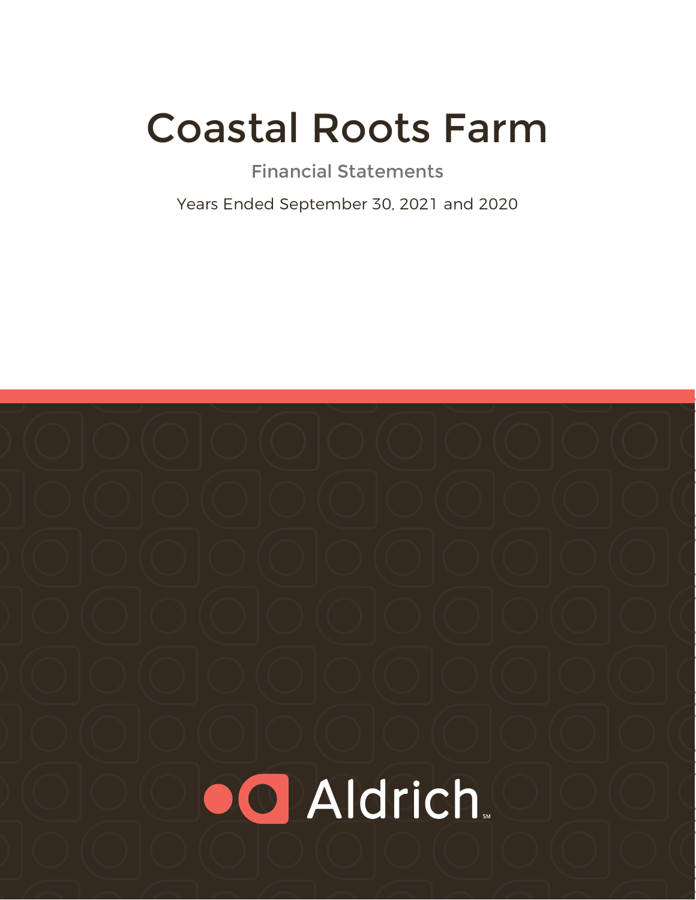# Coastal Roots Farm

## Financial Statements

Years Ended September 30, 2021 and 2020

Aldrich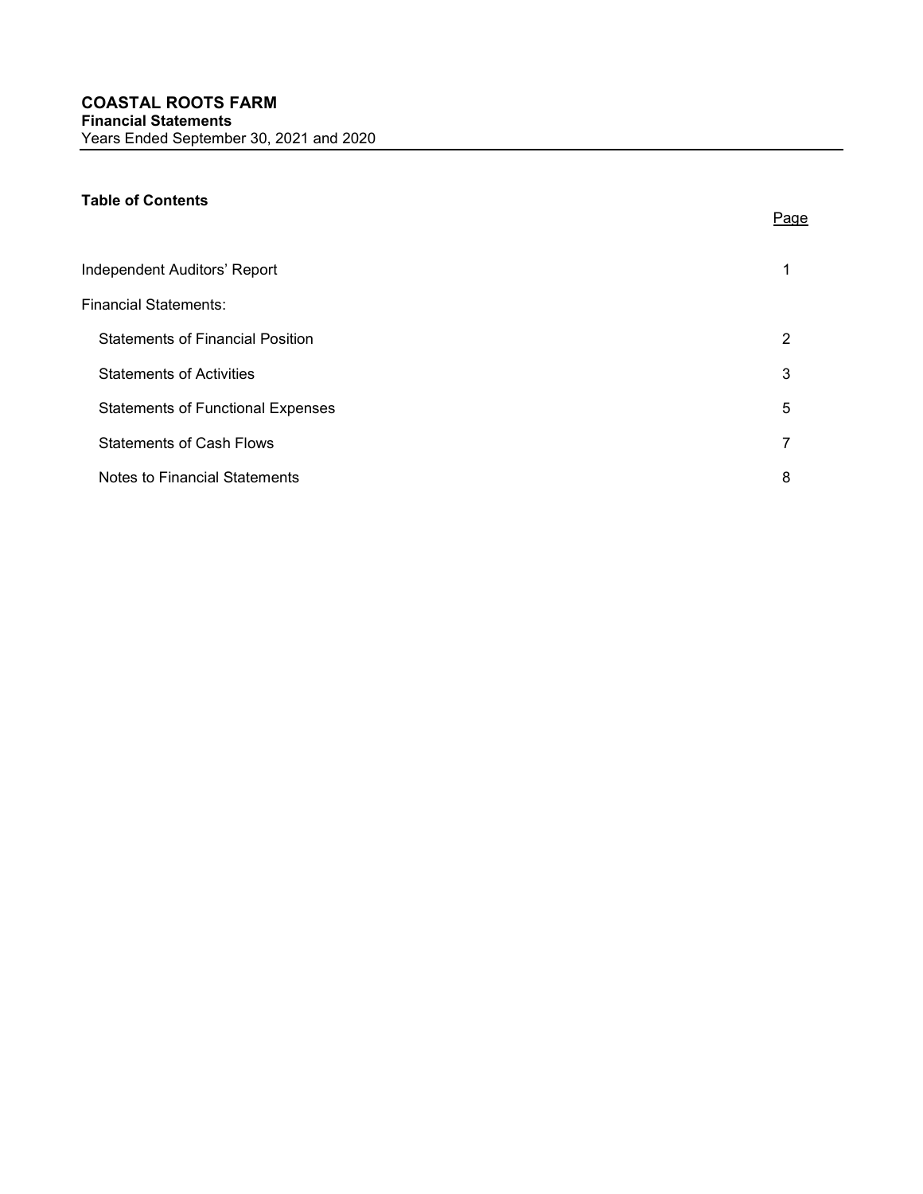# COASTAL ROOTS FARM

**Financial Statements**

Years Ended September 30, 2021 and 2020

**Table of Contents**

| | Page |
|---|---|
| Independent Auditors' Report | 1 |
| Financial Statements: | |
| Statements of Financial Position | 2 |
| Statements of Activities | 3 |
| Statements of Functional Expenses | 5 |
| Statements of Cash Flows | 7 |
| Notes to Financial Statements | 8 |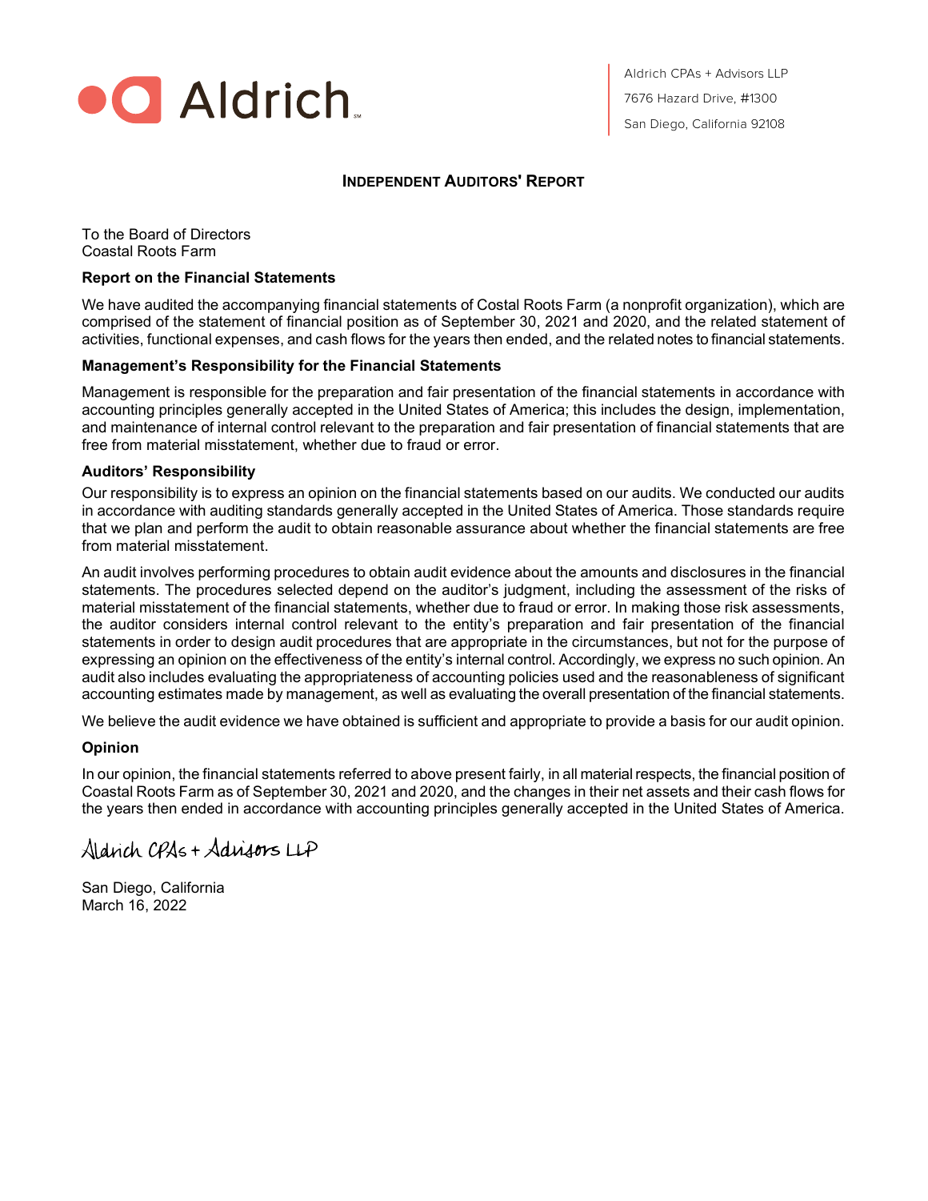Aldrich

Aldrich CPAs + Advisors LLP
7676 Hazard Drive, #1300
San Diego, California 92108

## INDEPENDENT AUDITORS' REPORT

To the Board of Directors
Coastal Roots Farm

**Report on the Financial Statements**

We have audited the accompanying financial statements of Costal Roots Farm (a nonprofit organization), which are comprised of the statement of financial position as of September 30, 2021 and 2020, and the related statement of activities, functional expenses, and cash flows for the years then ended, and the related notes to financial statements.

**Management's Responsibility for the Financial Statements**

Management is responsible for the preparation and fair presentation of the financial statements in accordance with accounting principles generally accepted in the United States of America; this includes the design, implementation, and maintenance of internal control relevant to the preparation and fair presentation of financial statements that are free from material misstatement, whether due to fraud or error.

**Auditors' Responsibility**

Our responsibility is to express an opinion on the financial statements based on our audits. We conducted our audits in accordance with auditing standards generally accepted in the United States of America. Those standards require that we plan and perform the audit to obtain reasonable assurance about whether the financial statements are free from material misstatement.

An audit involves performing procedures to obtain audit evidence about the amounts and disclosures in the financial statements. The procedures selected depend on the auditor's judgment, including the assessment of the risks of material misstatement of the financial statements, whether due to fraud or error. In making those risk assessments, the auditor considers internal control relevant to the entity's preparation and fair presentation of the financial statements in order to design audit procedures that are appropriate in the circumstances, but not for the purpose of expressing an opinion on the effectiveness of the entity's internal control. Accordingly, we express no such opinion. An audit also includes evaluating the appropriateness of accounting policies used and the reasonableness of significant accounting estimates made by management, as well as evaluating the overall presentation of the financial statements.

We believe the audit evidence we have obtained is sufficient and appropriate to provide a basis for our audit opinion.

**Opinion**

In our opinion, the financial statements referred to above present fairly, in all material respects, the financial position of Coastal Roots Farm as of September 30, 2021 and 2020, and the changes in their net assets and their cash flows for the years then ended in accordance with accounting principles generally accepted in the United States of America.

Aldrich CPAs + Advisors LLP

San Diego, California
March 16, 2022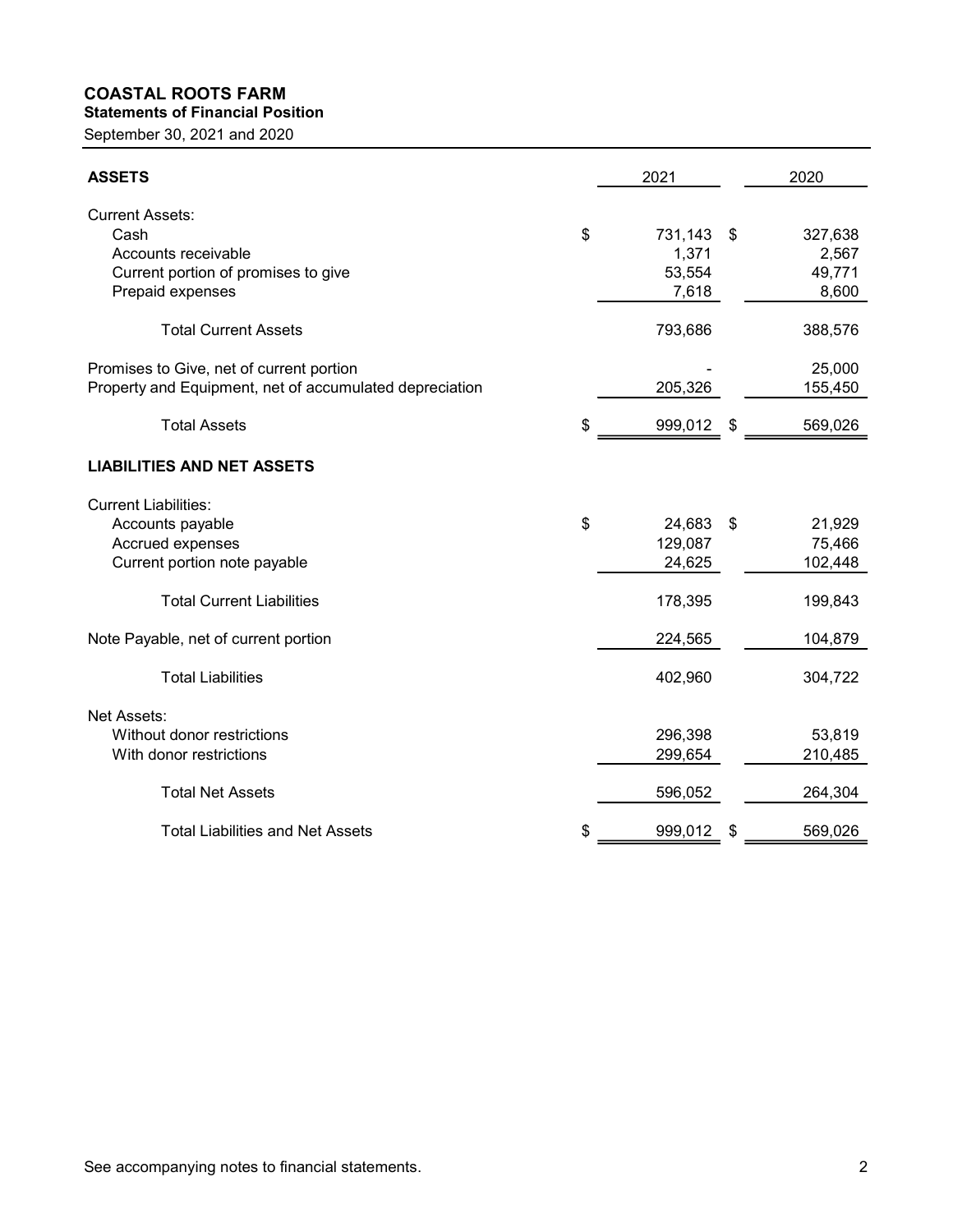# COASTAL ROOTS FARM

## Statements of Financial Position

September 30, 2021 and 2020

| ASSETS | 2021 | 2020 |
|---|---|---|
| Current Assets: | | |
| Cash | $ 731,143 | $ 327,638 |
| Accounts receivable | 1,371 | 2,567 |
| Current portion of promises to give | 53,554 | 49,771 |
| Prepaid expenses | 7,618 | 8,600 |
| Total Current Assets | 793,686 | 388,576 |
| Promises to Give, net of current portion | - | 25,000 |
| Property and Equipment, net of accumulated depreciation | 205,326 | 155,450 |
| Total Assets | $ 999,012 | $ 569,026 |
| **LIABILITIES AND NET ASSETS** | | |
| Current Liabilities: | | |
| Accounts payable | $ 24,683 | $ 21,929 |
| Accrued expenses | 129,087 | 75,466 |
| Current portion note payable | 24,625 | 102,448 |
| Total Current Liabilities | 178,395 | 199,843 |
| Note Payable, net of current portion | 224,565 | 104,879 |
| Total Liabilities | 402,960 | 304,722 |
| Net Assets: | | |
| Without donor restrictions | 296,398 | 53,819 |
| With donor restrictions | 299,654 | 210,485 |
| Total Net Assets | 596,052 | 264,304 |
| Total Liabilities and Net Assets | $ 999,012 | $ 569,026 |

See accompanying notes to financial statements.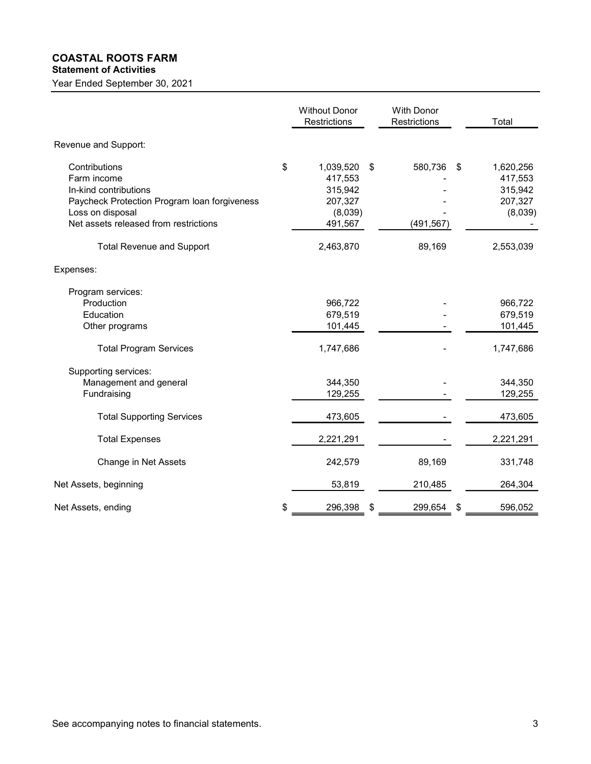# COASTAL ROOTS FARM

**Statement of Activities**

Year Ended September 30, 2021

| | Without Donor Restrictions | With Donor Restrictions | Total |
|---|---|---|---|
| Revenue and Support: | | | |
| Contributions | $ 1,039,520 | $ 580,736 | $ 1,620,256 |
| Farm income | 417,553 | - | 417,553 |
| In-kind contributions | 315,942 | - | 315,942 |
| Paycheck Protection Program loan forgiveness | 207,327 | - | 207,327 |
| Loss on disposal | (8,039) | - | (8,039) |
| Net assets released from restrictions | 491,567 | (491,567) | - |
| Total Revenue and Support | 2,463,870 | 89,169 | 2,553,039 |
| Expenses: | | | |
| Program services: | | | |
| Production | 966,722 | - | 966,722 |
| Education | 679,519 | - | 679,519 |
| Other programs | 101,445 | - | 101,445 |
| Total Program Services | 1,747,686 | - | 1,747,686 |
| Supporting services: | | | |
| Management and general | 344,350 | - | 344,350 |
| Fundraising | 129,255 | - | 129,255 |
| Total Supporting Services | 473,605 | - | 473,605 |
| Total Expenses | 2,221,291 | - | 2,221,291 |
| Change in Net Assets | 242,579 | 89,169 | 331,748 |
| Net Assets, beginning | 53,819 | 210,485 | 264,304 |
| Net Assets, ending | $ 296,398 | $ 299,654 | $ 596,052 |

See accompanying notes to financial statements.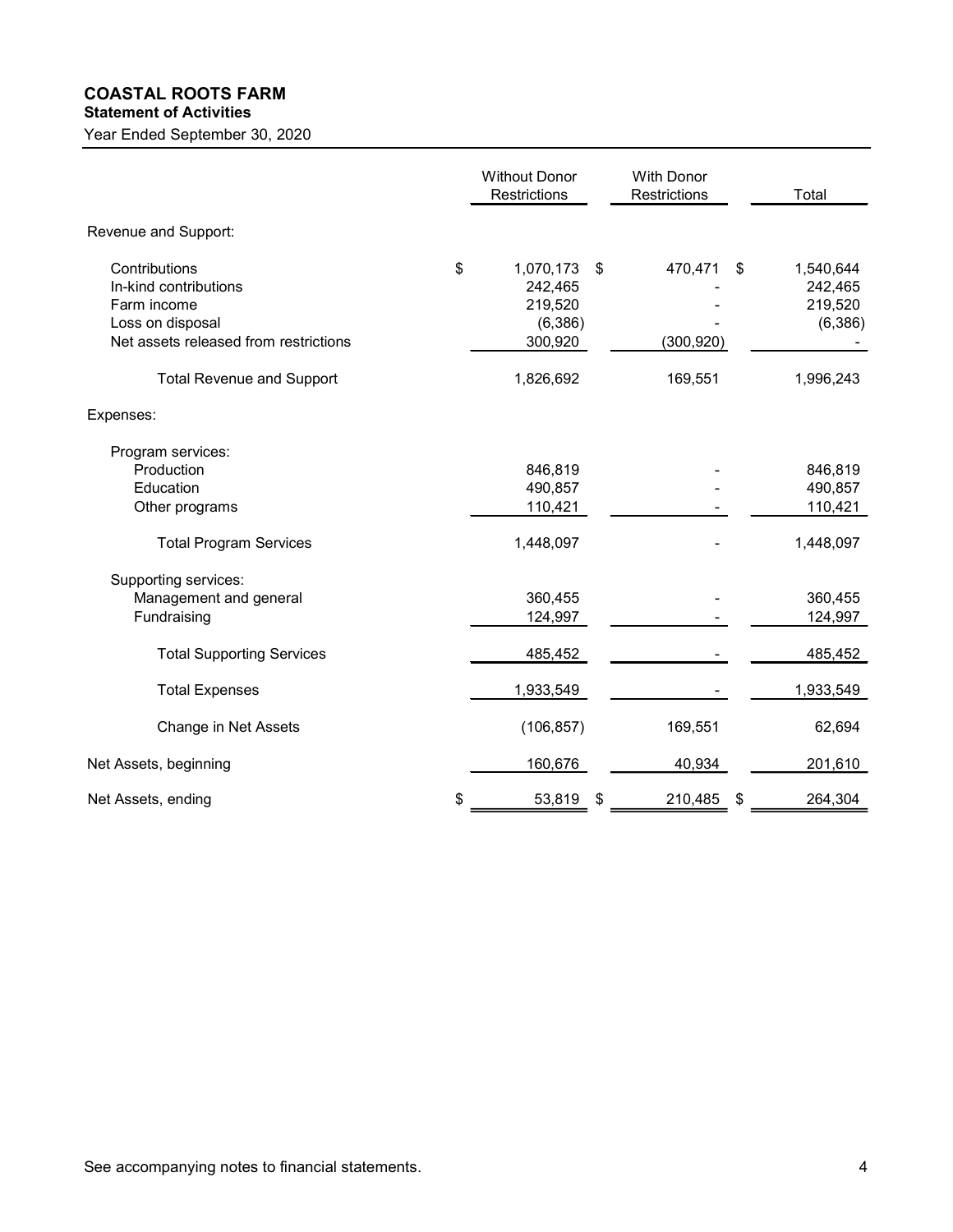# COASTAL ROOTS FARM

## Statement of Activities

Year Ended September 30, 2020

| | Without Donor Restrictions | With Donor Restrictions | Total |
|---|---|---|---|
| Revenue and Support: | | | |
| Contributions | $ 1,070,173 | $ 470,471 | $ 1,540,644 |
| In-kind contributions | 242,465 | - | 242,465 |
| Farm income | 219,520 | - | 219,520 |
| Loss on disposal | (6,386) | - | (6,386) |
| Net assets released from restrictions | 300,920 | (300,920) | - |
| Total Revenue and Support | 1,826,692 | 169,551 | 1,996,243 |
| Expenses: | | | |
| Program services: | | | |
| Production | 846,819 | - | 846,819 |
| Education | 490,857 | - | 490,857 |
| Other programs | 110,421 | - | 110,421 |
| Total Program Services | 1,448,097 | - | 1,448,097 |
| Supporting services: | | | |
| Management and general | 360,455 | - | 360,455 |
| Fundraising | 124,997 | - | 124,997 |
| Total Supporting Services | 485,452 | - | 485,452 |
| Total Expenses | 1,933,549 | - | 1,933,549 |
| Change in Net Assets | (106,857) | 169,551 | 62,694 |
| Net Assets, beginning | 160,676 | 40,934 | 201,610 |
| Net Assets, ending | $ 53,819 | $ 210,485 | $ 264,304 |

See accompanying notes to financial statements.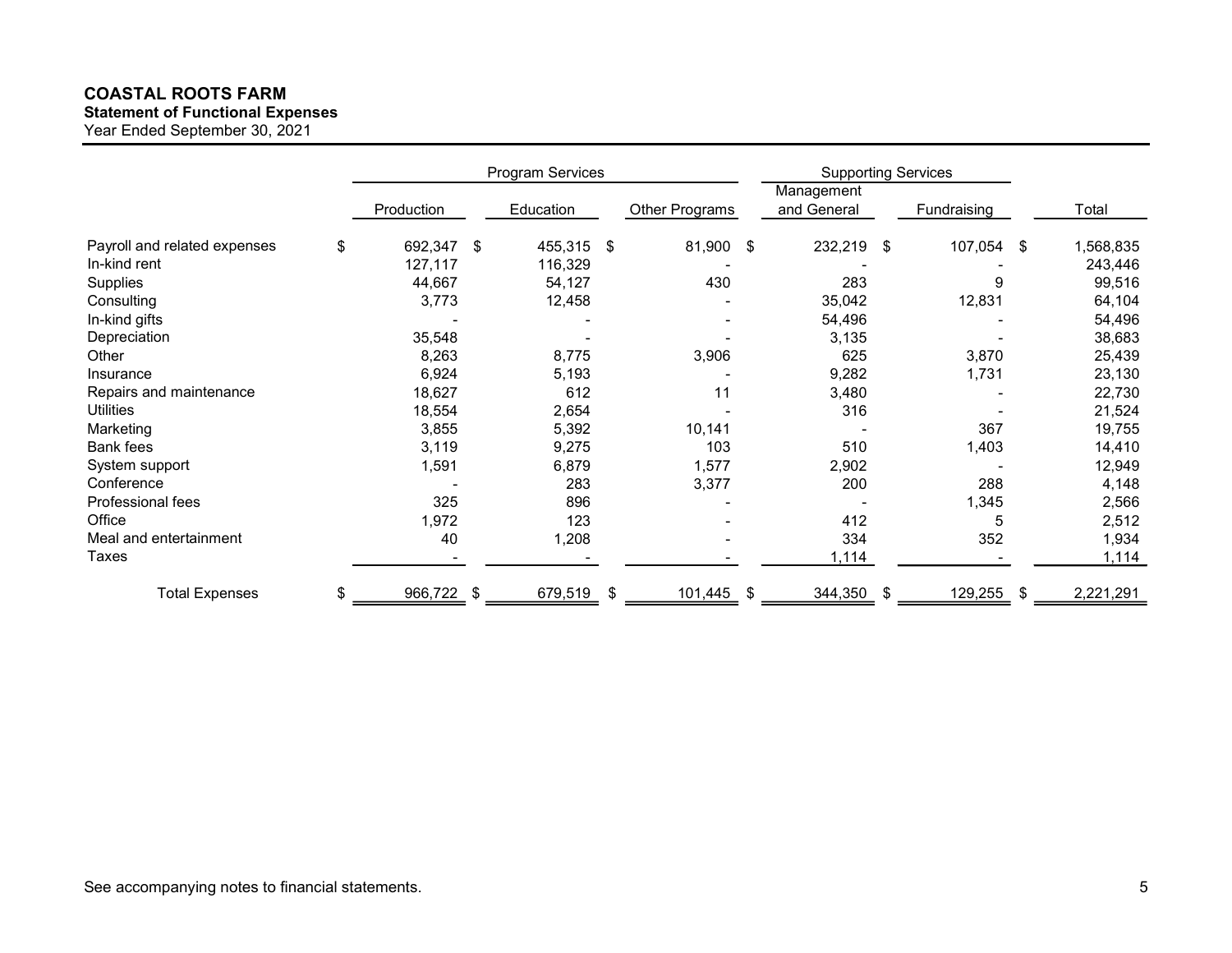**COASTAL ROOTS FARM**
**Statement of Functional Expenses**
Year Ended September 30, 2021

| | Program Services | | | Supporting Services | | |
|---|---|---|---|---|---|---|
| | Production | Education | Other Programs | Management and General | Fundraising | Total |
| Payroll and related expenses | $ 692,347 | $ 455,315 | $ 81,900 | $ 232,219 | $ 107,054 | $ 1,568,835 |
| In-kind rent | 127,117 | 116,329 | - | - | - | 243,446 |
| Supplies | 44,667 | 54,127 | 430 | 283 | 9 | 99,516 |
| Consulting | 3,773 | 12,458 | - | 35,042 | 12,831 | 64,104 |
| In-kind gifts | - | - | - | 54,496 | - | 54,496 |
| Depreciation | 35,548 | - | - | 3,135 | - | 38,683 |
| Other | 8,263 | 8,775 | 3,906 | 625 | 3,870 | 25,439 |
| Insurance | 6,924 | 5,193 | - | 9,282 | 1,731 | 23,130 |
| Repairs and maintenance | 18,627 | 612 | 11 | 3,480 | - | 22,730 |
| Utilities | 18,554 | 2,654 | - | 316 | - | 21,524 |
| Marketing | 3,855 | 5,392 | 10,141 | - | 367 | 19,755 |
| Bank fees | 3,119 | 9,275 | 103 | 510 | 1,403 | 14,410 |
| System support | 1,591 | 6,879 | 1,577 | 2,902 | - | 12,949 |
| Conference | - | 283 | 3,377 | 200 | 288 | 4,148 |
| Professional fees | 325 | 896 | - | - | 1,345 | 2,566 |
| Office | 1,972 | 123 | - | 412 | 5 | 2,512 |
| Meal and entertainment | 40 | 1,208 | - | 334 | 352 | 1,934 |
| Taxes | - | - | - | 1,114 | - | 1,114 |
| Total Expenses | $ 966,722 | $ 679,519 | $ 101,445 | $ 344,350 | $ 129,255 | $ 2,221,291 |

See accompanying notes to financial statements.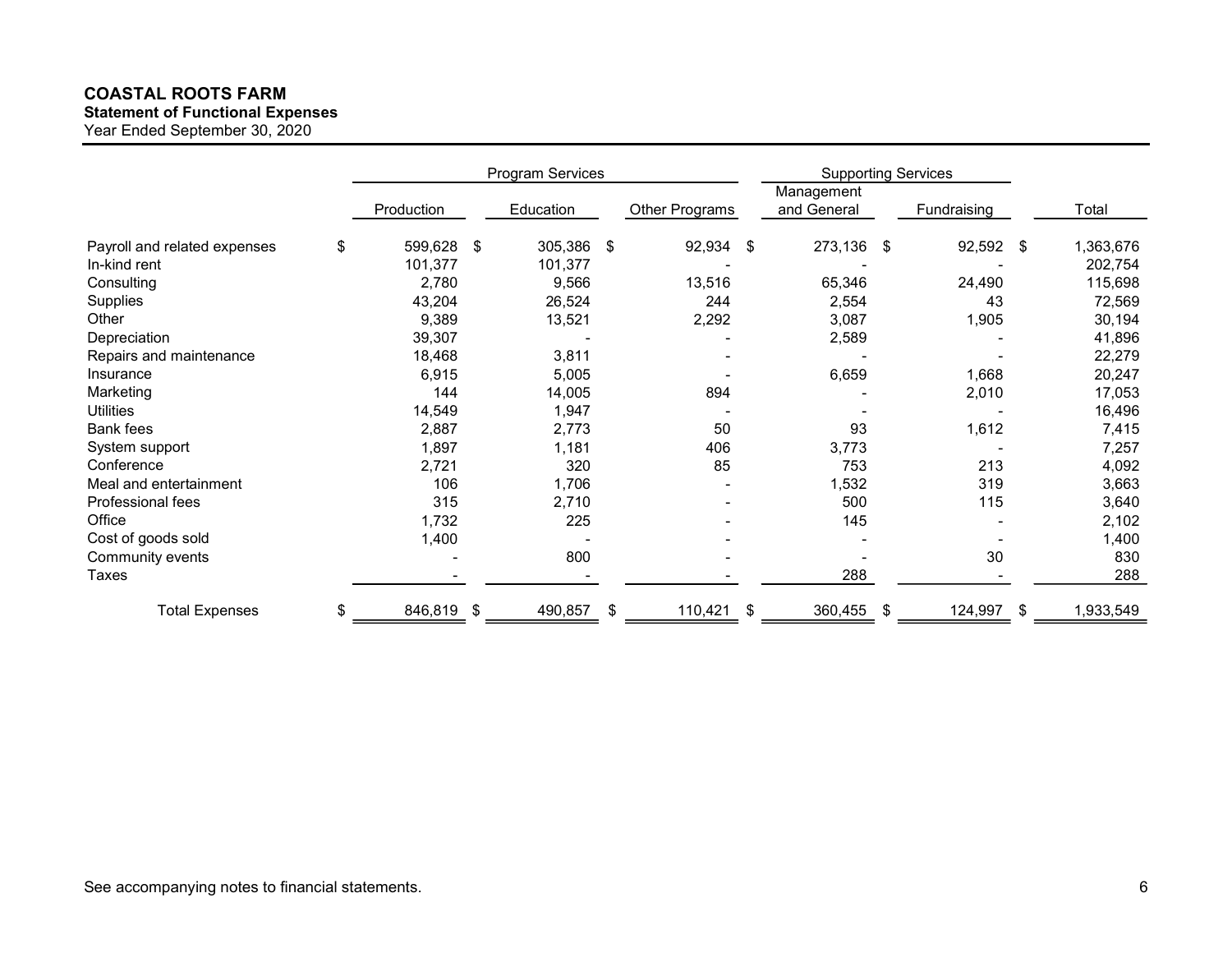**COASTAL ROOTS FARM**
**Statement of Functional Expenses**
Year Ended September 30, 2020

| | Program Services | | | Supporting Services | | |
|---|---|---|---|---|---|---|
| | Production | Education | Other Programs | Management and General | Fundraising | Total |
| Payroll and related expenses | $ 599,628 | $ 305,386 | $ 92,934 | $ 273,136 | $ 92,592 | $ 1,363,676 |
| In-kind rent | 101,377 | 101,377 | - | - | - | 202,754 |
| Consulting | 2,780 | 9,566 | 13,516 | 65,346 | 24,490 | 115,698 |
| Supplies | 43,204 | 26,524 | 244 | 2,554 | 43 | 72,569 |
| Other | 9,389 | 13,521 | 2,292 | 3,087 | 1,905 | 30,194 |
| Depreciation | 39,307 | - | - | 2,589 | - | 41,896 |
| Repairs and maintenance | 18,468 | 3,811 | - | - | - | 22,279 |
| Insurance | 6,915 | 5,005 | - | 6,659 | 1,668 | 20,247 |
| Marketing | 144 | 14,005 | 894 | - | 2,010 | 17,053 |
| Utilities | 14,549 | 1,947 | - | - | - | 16,496 |
| Bank fees | 2,887 | 2,773 | 50 | 93 | 1,612 | 7,415 |
| System support | 1,897 | 1,181 | 406 | 3,773 | - | 7,257 |
| Conference | 2,721 | 320 | 85 | 753 | 213 | 4,092 |
| Meal and entertainment | 106 | 1,706 | - | 1,532 | 319 | 3,663 |
| Professional fees | 315 | 2,710 | - | 500 | 115 | 3,640 |
| Office | 1,732 | 225 | - | 145 | - | 2,102 |
| Cost of goods sold | 1,400 | - | - | - | - | 1,400 |
| Community events | - | 800 | - | - | 30 | 830 |
| Taxes | - | - | - | 288 | - | 288 |
| Total Expenses | $ 846,819 | $ 490,857 | $ 110,421 | $ 360,455 | $ 124,997 | $ 1,933,549 |

See accompanying notes to financial statements.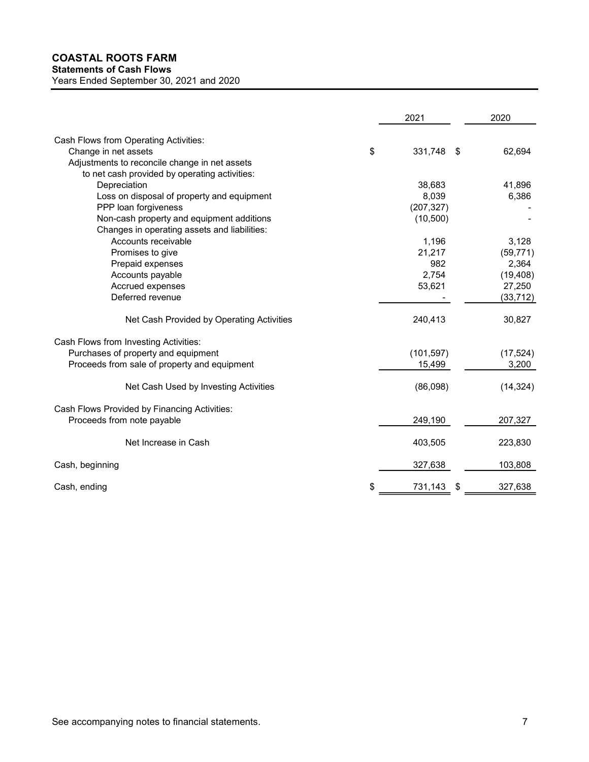# COASTAL ROOTS FARM

## Statements of Cash Flows

Years Ended September 30, 2021 and 2020

| | 2021 | 2020 |
|---|---|---|
| Cash Flows from Operating Activities: | | |
| Change in net assets | $ 331,748 | $ 62,694 |
| Adjustments to reconcile change in net assets to net cash provided by operating activities: | | |
| Depreciation | 38,683 | 41,896 |
| Loss on disposal of property and equipment | 8,039 | 6,386 |
| PPP loan forgiveness | (207,327) | - |
| Non-cash property and equipment additions | (10,500) | - |
| Changes in operating assets and liabilities: | | |
| Accounts receivable | 1,196 | 3,128 |
| Promises to give | 21,217 | (59,771) |
| Prepaid expenses | 982 | 2,364 |
| Accounts payable | 2,754 | (19,408) |
| Accrued expenses | 53,621 | 27,250 |
| Deferred revenue | - | (33,712) |
| Net Cash Provided by Operating Activities | 240,413 | 30,827 |
| Cash Flows from Investing Activities: | | |
| Purchases of property and equipment | (101,597) | (17,524) |
| Proceeds from sale of property and equipment | 15,499 | 3,200 |
| Net Cash Used by Investing Activities | (86,098) | (14,324) |
| Cash Flows Provided by Financing Activities: | | |
| Proceeds from note payable | 249,190 | 207,327 |
| Net Increase in Cash | 403,505 | 223,830 |
| Cash, beginning | 327,638 | 103,808 |
| Cash, ending | $ 731,143 | $ 327,638 |

See accompanying notes to financial statements.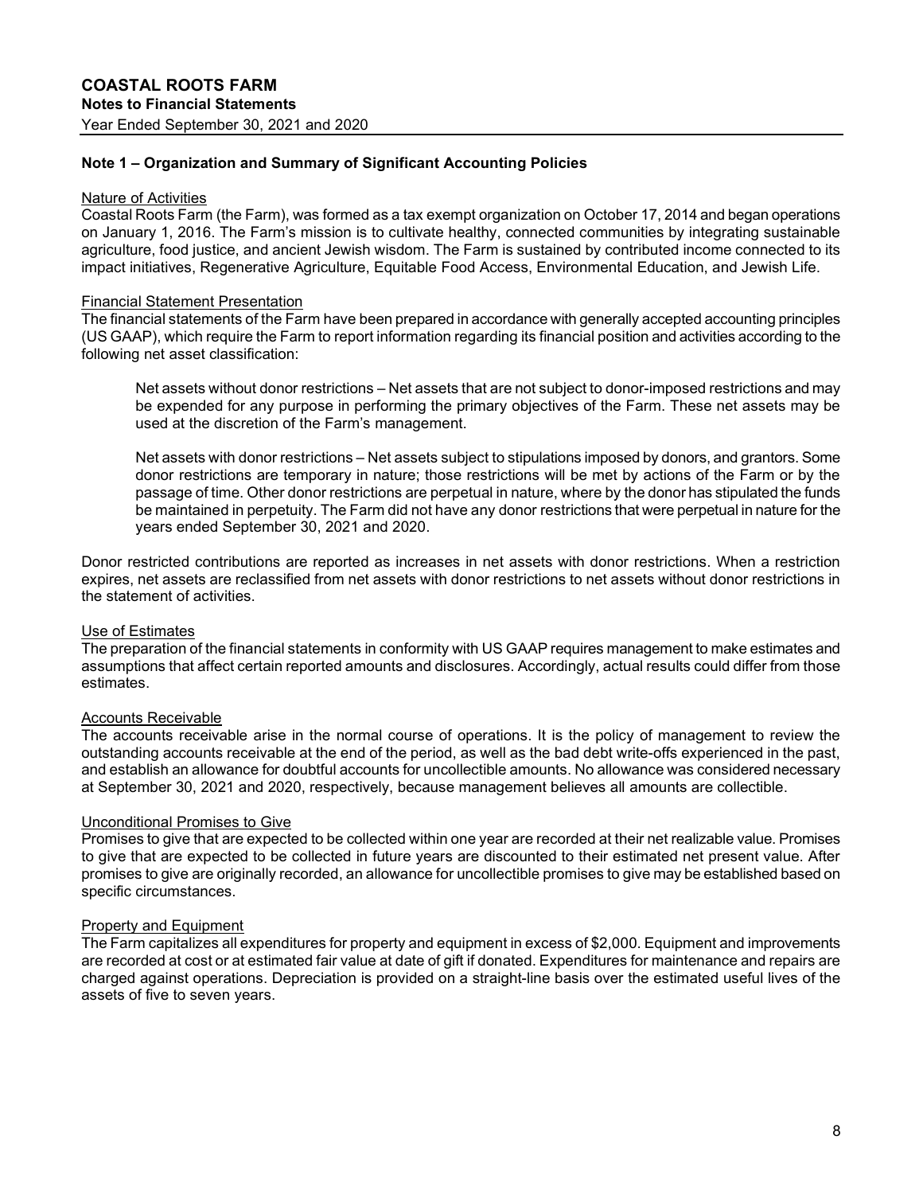# COASTAL ROOTS FARM

**Notes to Financial Statements**

Year Ended September 30, 2021 and 2020

## Note 1 – Organization and Summary of Significant Accounting Policies

Nature of Activities

Coastal Roots Farm (the Farm), was formed as a tax exempt organization on October 17, 2014 and began operations on January 1, 2016. The Farm's mission is to cultivate healthy, connected communities by integrating sustainable agriculture, food justice, and ancient Jewish wisdom. The Farm is sustained by contributed income connected to its impact initiatives, Regenerative Agriculture, Equitable Food Access, Environmental Education, and Jewish Life.

Financial Statement Presentation

The financial statements of the Farm have been prepared in accordance with generally accepted accounting principles (US GAAP), which require the Farm to report information regarding its financial position and activities according to the following net asset classification:

> Net assets without donor restrictions – Net assets that are not subject to donor-imposed restrictions and may be expended for any purpose in performing the primary objectives of the Farm. These net assets may be used at the discretion of the Farm's management.
>
> Net assets with donor restrictions – Net assets subject to stipulations imposed by donors, and grantors. Some donor restrictions are temporary in nature; those restrictions will be met by actions of the Farm or by the passage of time. Other donor restrictions are perpetual in nature, where by the donor has stipulated the funds be maintained in perpetuity. The Farm did not have any donor restrictions that were perpetual in nature for the years ended September 30, 2021 and 2020.

Donor restricted contributions are reported as increases in net assets with donor restrictions. When a restriction expires, net assets are reclassified from net assets with donor restrictions to net assets without donor restrictions in the statement of activities.

Use of Estimates

The preparation of the financial statements in conformity with US GAAP requires management to make estimates and assumptions that affect certain reported amounts and disclosures. Accordingly, actual results could differ from those estimates.

Accounts Receivable

The accounts receivable arise in the normal course of operations. It is the policy of management to review the outstanding accounts receivable at the end of the period, as well as the bad debt write-offs experienced in the past, and establish an allowance for doubtful accounts for uncollectible amounts. No allowance was considered necessary at September 30, 2021 and 2020, respectively, because management believes all amounts are collectible.

Unconditional Promises to Give

Promises to give that are expected to be collected within one year are recorded at their net realizable value. Promises to give that are expected to be collected in future years are discounted to their estimated net present value. After promises to give are originally recorded, an allowance for uncollectible promises to give may be established based on specific circumstances.

Property and Equipment

The Farm capitalizes all expenditures for property and equipment in excess of $2,000. Equipment and improvements are recorded at cost or at estimated fair value at date of gift if donated. Expenditures for maintenance and repairs are charged against operations. Depreciation is provided on a straight-line basis over the estimated useful lives of the assets of five to seven years.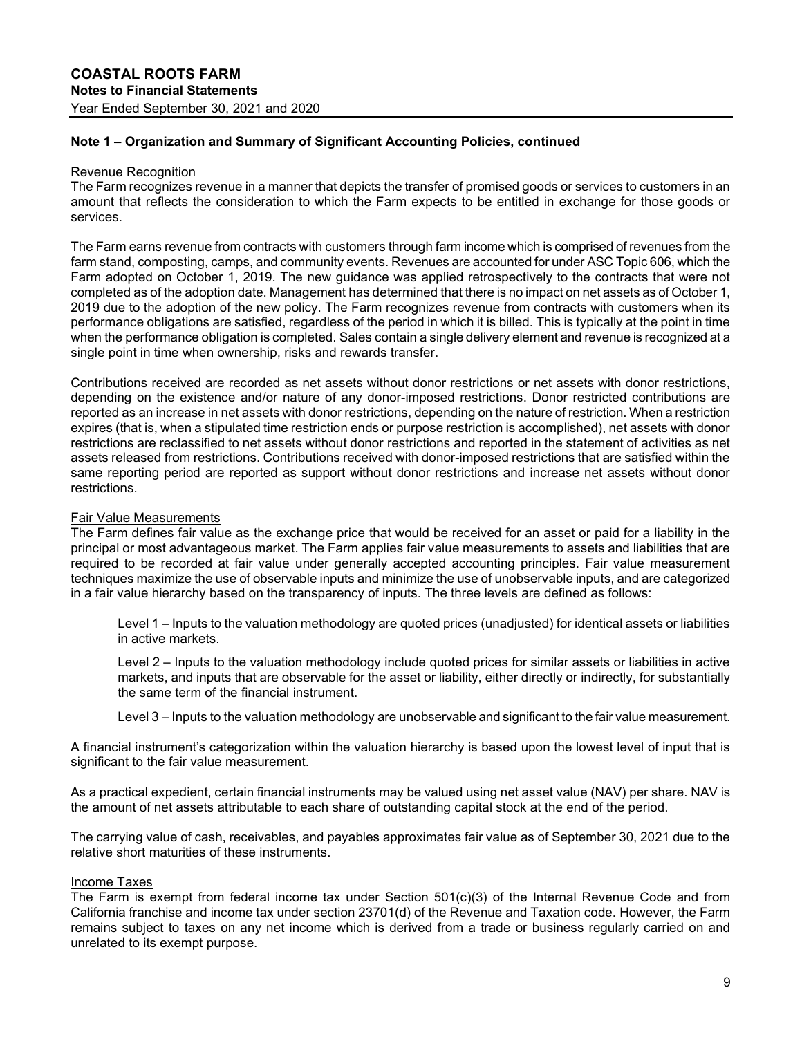## Note 1 – Organization and Summary of Significant Accounting Policies, continued

Revenue Recognition

The Farm recognizes revenue in a manner that depicts the transfer of promised goods or services to customers in an amount that reflects the consideration to which the Farm expects to be entitled in exchange for those goods or services.

The Farm earns revenue from contracts with customers through farm income which is comprised of revenues from the farm stand, composting, camps, and community events. Revenues are accounted for under ASC Topic 606, which the Farm adopted on October 1, 2019. The new guidance was applied retrospectively to the contracts that were not completed as of the adoption date. Management has determined that there is no impact on net assets as of October 1, 2019 due to the adoption of the new policy. The Farm recognizes revenue from contracts with customers when its performance obligations are satisfied, regardless of the period in which it is billed. This is typically at the point in time when the performance obligation is completed. Sales contain a single delivery element and revenue is recognized at a single point in time when ownership, risks and rewards transfer.

Contributions received are recorded as net assets without donor restrictions or net assets with donor restrictions, depending on the existence and/or nature of any donor-imposed restrictions. Donor restricted contributions are reported as an increase in net assets with donor restrictions, depending on the nature of restriction. When a restriction expires (that is, when a stipulated time restriction ends or purpose restriction is accomplished), net assets with donor restrictions are reclassified to net assets without donor restrictions and reported in the statement of activities as net assets released from restrictions. Contributions received with donor-imposed restrictions that are satisfied within the same reporting period are reported as support without donor restrictions and increase net assets without donor restrictions.

Fair Value Measurements

The Farm defines fair value as the exchange price that would be received for an asset or paid for a liability in the principal or most advantageous market. The Farm applies fair value measurements to assets and liabilities that are required to be recorded at fair value under generally accepted accounting principles. Fair value measurement techniques maximize the use of observable inputs and minimize the use of unobservable inputs, and are categorized in a fair value hierarchy based on the transparency of inputs. The three levels are defined as follows:

Level 1 – Inputs to the valuation methodology are quoted prices (unadjusted) for identical assets or liabilities in active markets.

Level 2 – Inputs to the valuation methodology include quoted prices for similar assets or liabilities in active markets, and inputs that are observable for the asset or liability, either directly or indirectly, for substantially the same term of the financial instrument.

Level 3 – Inputs to the valuation methodology are unobservable and significant to the fair value measurement.

A financial instrument's categorization within the valuation hierarchy is based upon the lowest level of input that is significant to the fair value measurement.

As a practical expedient, certain financial instruments may be valued using net asset value (NAV) per share. NAV is the amount of net assets attributable to each share of outstanding capital stock at the end of the period.

The carrying value of cash, receivables, and payables approximates fair value as of September 30, 2021 due to the relative short maturities of these instruments.

Income Taxes

The Farm is exempt from federal income tax under Section 501(c)(3) of the Internal Revenue Code and from California franchise and income tax under section 23701(d) of the Revenue and Taxation code. However, the Farm remains subject to taxes on any net income which is derived from a trade or business regularly carried on and unrelated to its exempt purpose.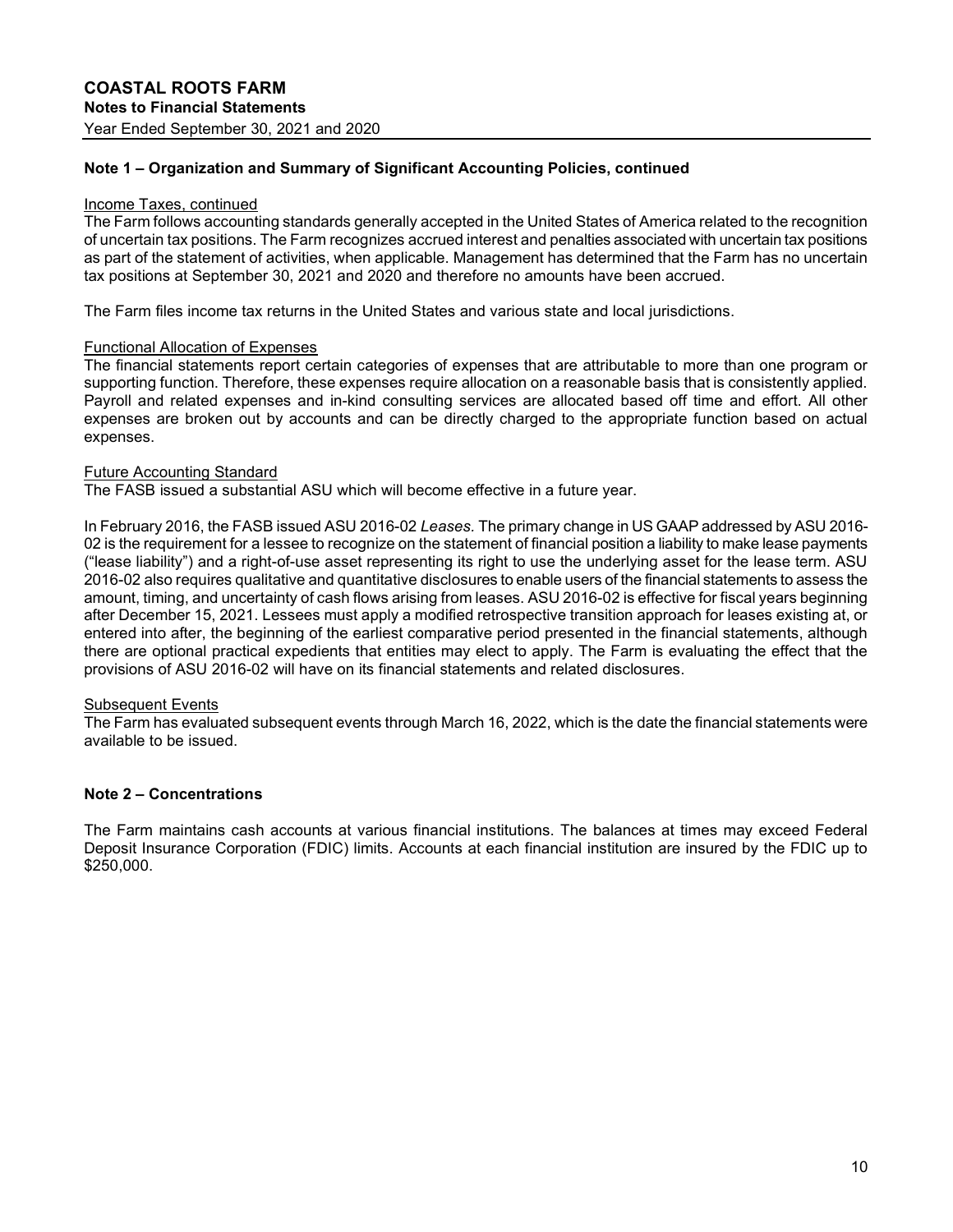## Note 1 – Organization and Summary of Significant Accounting Policies, continued

Income Taxes, continued

The Farm follows accounting standards generally accepted in the United States of America related to the recognition of uncertain tax positions. The Farm recognizes accrued interest and penalties associated with uncertain tax positions as part of the statement of activities, when applicable. Management has determined that the Farm has no uncertain tax positions at September 30, 2021 and 2020 and therefore no amounts have been accrued.

The Farm files income tax returns in the United States and various state and local jurisdictions.

Functional Allocation of Expenses

The financial statements report certain categories of expenses that are attributable to more than one program or supporting function. Therefore, these expenses require allocation on a reasonable basis that is consistently applied. Payroll and related expenses and in-kind consulting services are allocated based off time and effort. All other expenses are broken out by accounts and can be directly charged to the appropriate function based on actual expenses.

Future Accounting Standard

The FASB issued a substantial ASU which will become effective in a future year.

In February 2016, the FASB issued ASU 2016-02 *Leases.* The primary change in US GAAP addressed by ASU 2016-02 is the requirement for a lessee to recognize on the statement of financial position a liability to make lease payments ("lease liability") and a right-of-use asset representing its right to use the underlying asset for the lease term. ASU 2016-02 also requires qualitative and quantitative disclosures to enable users of the financial statements to assess the amount, timing, and uncertainty of cash flows arising from leases. ASU 2016-02 is effective for fiscal years beginning after December 15, 2021. Lessees must apply a modified retrospective transition approach for leases existing at, or entered into after, the beginning of the earliest comparative period presented in the financial statements, although there are optional practical expedients that entities may elect to apply. The Farm is evaluating the effect that the provisions of ASU 2016-02 will have on its financial statements and related disclosures.

Subsequent Events

The Farm has evaluated subsequent events through March 16, 2022, which is the date the financial statements were available to be issued.

## Note 2 – Concentrations

The Farm maintains cash accounts at various financial institutions. The balances at times may exceed Federal Deposit Insurance Corporation (FDIC) limits. Accounts at each financial institution are insured by the FDIC up to $250,000.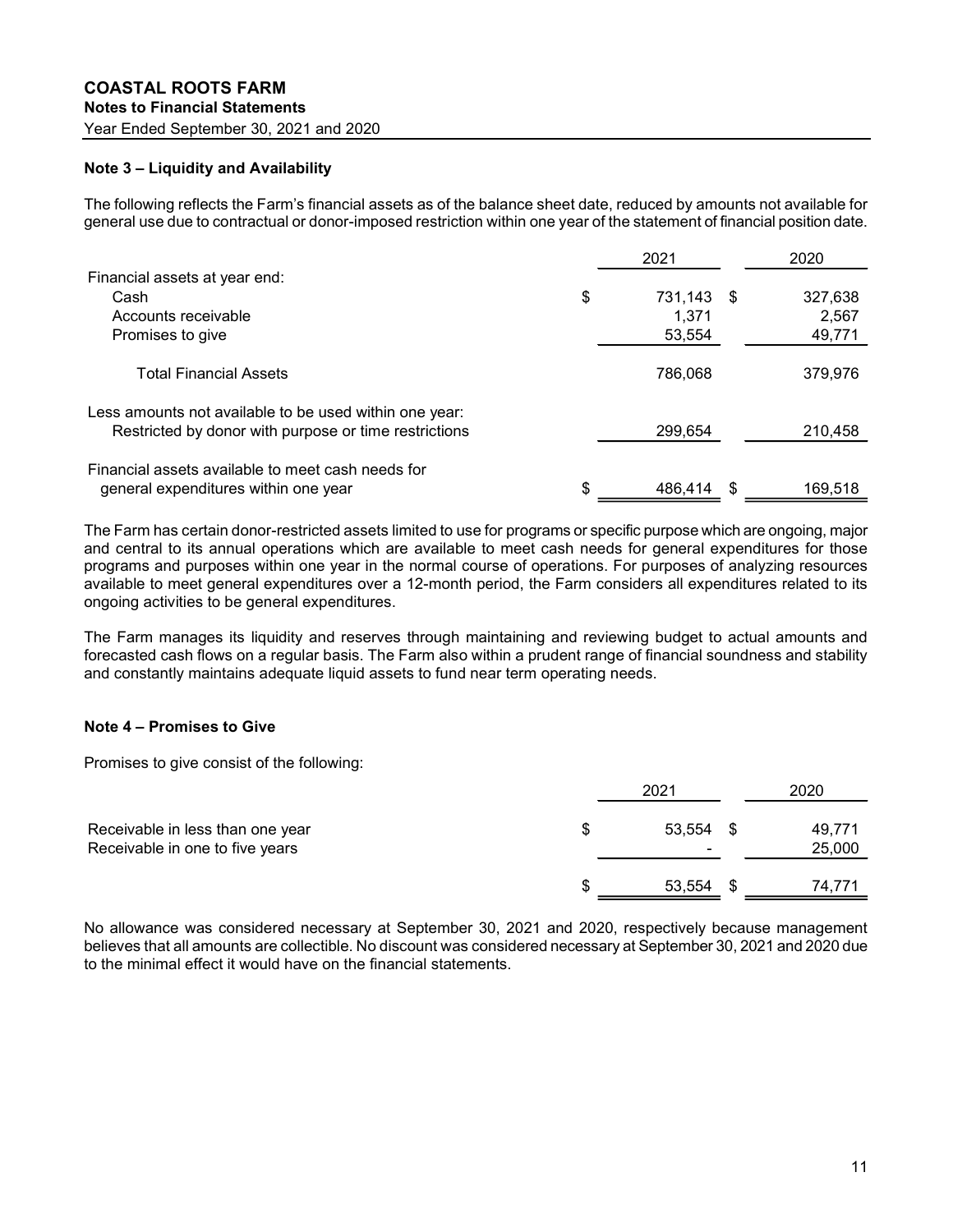# COASTAL ROOTS FARM

## Notes to Financial Statements

Year Ended September 30, 2021 and 2020

### Note 3 – Liquidity and Availability

The following reflects the Farm's financial assets as of the balance sheet date, reduced by amounts not available for general use due to contractual or donor-imposed restriction within one year of the statement of financial position date.

| | 2021 | 2020 |
|---|---|---|
| Financial assets at year end: | | |
| Cash | $ 731,143 | $ 327,638 |
| Accounts receivable | 1,371 | 2,567 |
| Promises to give | 53,554 | 49,771 |
| Total Financial Assets | 786,068 | 379,976 |
| Less amounts not available to be used within one year: | | |
| Restricted by donor with purpose or time restrictions | 299,654 | 210,458 |
| Financial assets available to meet cash needs for general expenditures within one year | $ 486,414 | $ 169,518 |

The Farm has certain donor-restricted assets limited to use for programs or specific purpose which are ongoing, major and central to its annual operations which are available to meet cash needs for general expenditures for those programs and purposes within one year in the normal course of operations. For purposes of analyzing resources available to meet general expenditures over a 12-month period, the Farm considers all expenditures related to its ongoing activities to be general expenditures.

The Farm manages its liquidity and reserves through maintaining and reviewing budget to actual amounts and forecasted cash flows on a regular basis. The Farm also within a prudent range of financial soundness and stability and constantly maintains adequate liquid assets to fund near term operating needs.

### Note 4 – Promises to Give

Promises to give consist of the following:

| | 2021 | 2020 |
|---|---|---|
| Receivable in less than one year | $ 53,554 | $ 49,771 |
| Receivable in one to five years | - | 25,000 |
| | $ 53,554 | $ 74,771 |

No allowance was considered necessary at September 30, 2021 and 2020, respectively because management believes that all amounts are collectible. No discount was considered necessary at September 30, 2021 and 2020 due to the minimal effect it would have on the financial statements.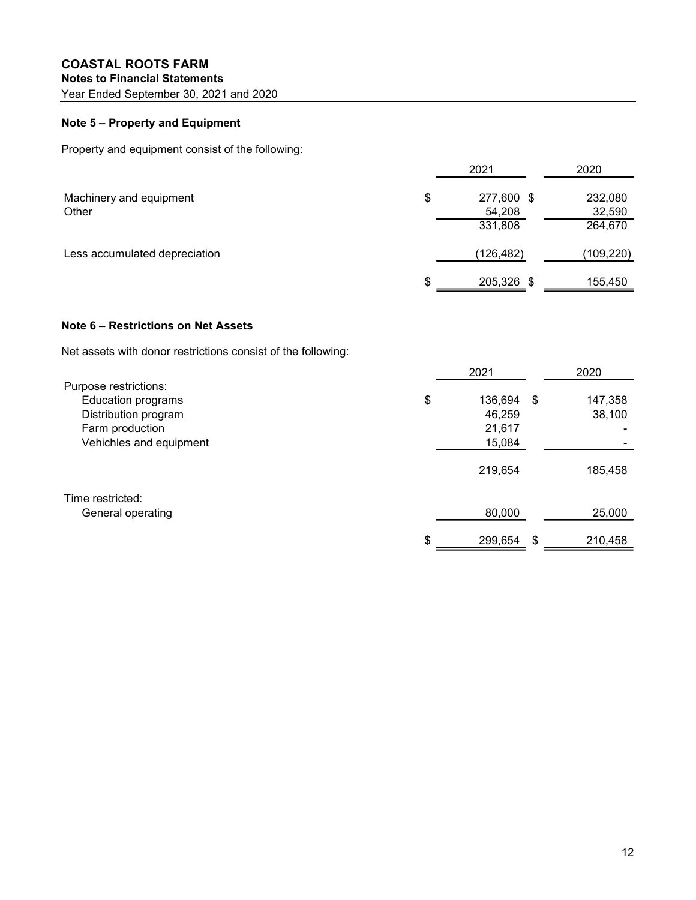# COASTAL ROOTS FARM

**Notes to Financial Statements**

Year Ended September 30, 2021 and 2020

### Note 5 – Property and Equipment

Property and equipment consist of the following:

| | 2021 | 2020 |
|---|---|---|
| Machinery and equipment | $ 277,600 | $ 232,080 |
| Other | 54,208 | 32,590 |
| | 331,808 | 264,670 |
| Less accumulated depreciation | (126,482) | (109,220) |
| | $ 205,326 | $ 155,450 |

### Note 6 – Restrictions on Net Assets

Net assets with donor restrictions consist of the following:

| | 2021 | 2020 |
|---|---|---|
| Purpose restrictions: | | |
| Education programs | $ 136,694 | $ 147,358 |
| Distribution program | 46,259 | 38,100 |
| Farm production | 21,617 | - |
| Vehichles and equipment | 15,084 | - |
| | 219,654 | 185,458 |
| Time restricted: | | |
| General operating | 80,000 | 25,000 |
| | $ 299,654 | $ 210,458 |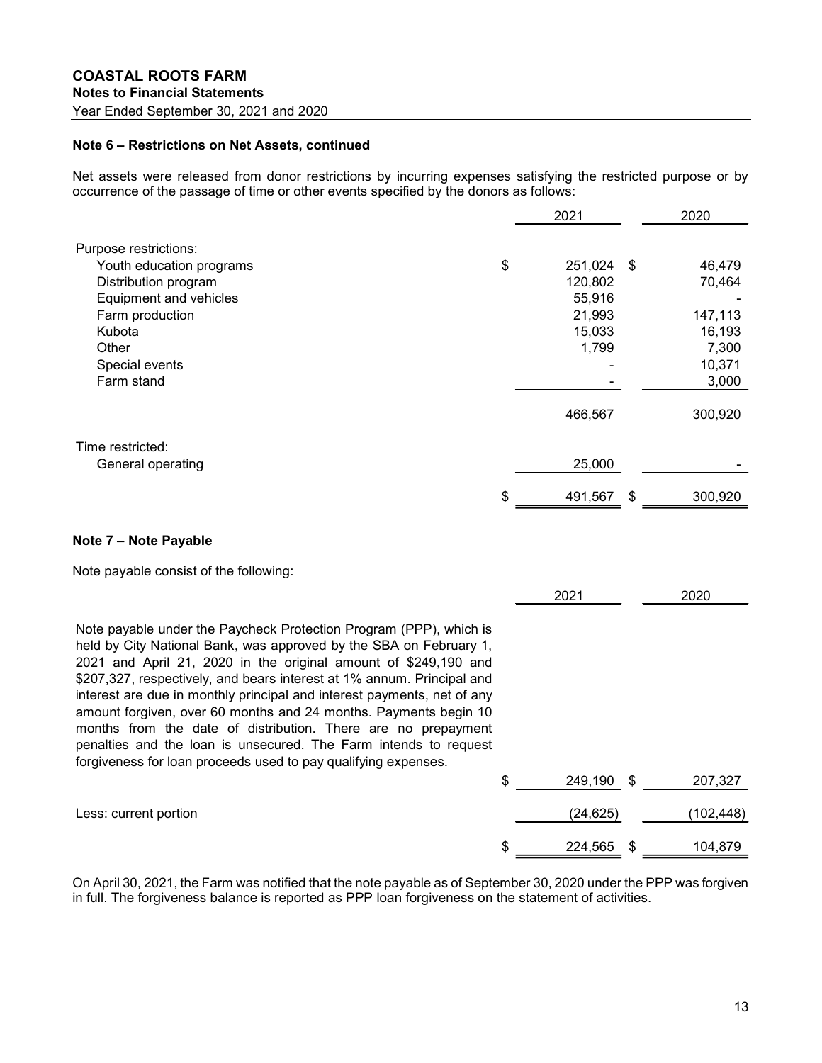## COASTAL ROOTS FARM

### Notes to Financial Statements

Year Ended September 30, 2021 and 2020

**Note 6 – Restrictions on Net Assets, continued**

Net assets were released from donor restrictions by incurring expenses satisfying the restricted purpose or by occurrence of the passage of time or other events specified by the donors as follows:

| | 2021 | 2020 |
|---|---|---|
| Purpose restrictions: | | |
| Youth education programs | $ 251,024 | $ 46,479 |
| Distribution program | 120,802 | 70,464 |
| Equipment and vehicles | 55,916 | - |
| Farm production | 21,993 | 147,113 |
| Kubota | 15,033 | 16,193 |
| Other | 1,799 | 7,300 |
| Special events | - | 10,371 |
| Farm stand | - | 3,000 |
| | 466,567 | 300,920 |
| Time restricted: | | |
| General operating | 25,000 | - |
| | $ 491,567 | $ 300,920 |

**Note 7 – Note Payable**

Note payable consist of the following:

| | 2021 | 2020 |
|---|---|---|
| Note payable under the Paycheck Protection Program (PPP), which is held by City National Bank, was approved by the SBA on February 1, 2021 and April 21, 2020 in the original amount of $249,190 and $207,327, respectively, and bears interest at 1% annum. Principal and interest are due in monthly principal and interest payments, net of any amount forgiven, over 60 months and 24 months. Payments begin 10 months from the date of distribution. There are no prepayment penalties and the loan is unsecured. The Farm intends to request forgiveness for loan proceeds used to pay qualifying expenses. | $ 249,190 | $ 207,327 |
| Less: current portion | (24,625) | (102,448) |
| | $ 224,565 | $ 104,879 |

On April 30, 2021, the Farm was notified that the note payable as of September 30, 2020 under the PPP was forgiven in full. The forgiveness balance is reported as PPP loan forgiveness on the statement of activities.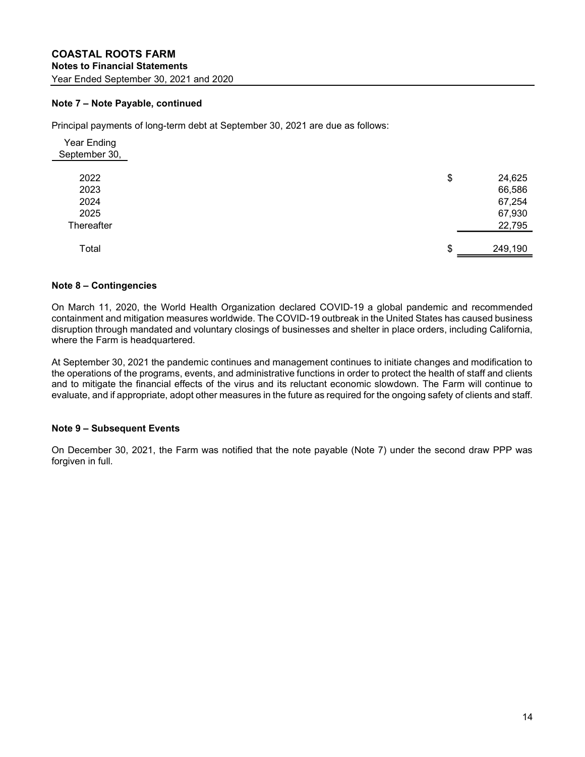# COASTAL ROOTS FARM

**Notes to Financial Statements**

Year Ended September 30, 2021 and 2020

### Note 7 – Note Payable, continued

Principal payments of long-term debt at September 30, 2021 are due as follows:

| Year Ending September 30, | | |
|---|---|---|
| 2022 | $ | 24,625 |
| 2023 | | 66,586 |
| 2024 | | 67,254 |
| 2025 | | 67,930 |
| Thereafter | | 22,795 |
| Total | $ | 249,190 |

### Note 8 – Contingencies

On March 11, 2020, the World Health Organization declared COVID-19 a global pandemic and recommended containment and mitigation measures worldwide. The COVID-19 outbreak in the United States has caused business disruption through mandated and voluntary closings of businesses and shelter in place orders, including California, where the Farm is headquartered.

At September 30, 2021 the pandemic continues and management continues to initiate changes and modification to the operations of the programs, events, and administrative functions in order to protect the health of staff and clients and to mitigate the financial effects of the virus and its reluctant economic slowdown. The Farm will continue to evaluate, and if appropriate, adopt other measures in the future as required for the ongoing safety of clients and staff.

### Note 9 – Subsequent Events

On December 30, 2021, the Farm was notified that the note payable (Note 7) under the second draw PPP was forgiven in full.